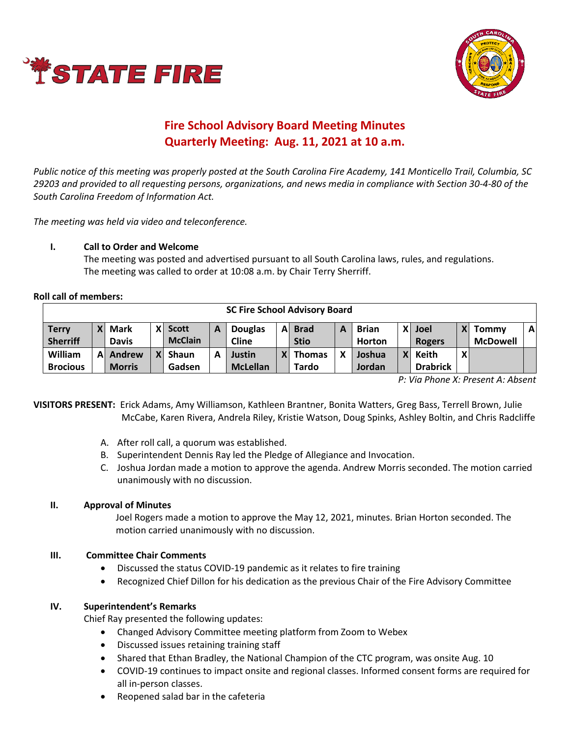# Fire School Advisory Board Meeting Minutes
## Quarterly Meeting: Aug. 11, 2021 at 10 a.m.

*Public notice of this meeting was properly posted at the South Carolina Fire Academy, 141 Monticello Trail, Columbia, SC 29203 and provided to all requesting persons, organizations, and news media in compliance with Section 30-4-80 of the South Carolina Freedom of Information Act.*

*The meeting was held via video and teleconference.*

**I. Call to Order and Welcome**

The meeting was posted and advertised pursuant to all South Carolina laws, rules, and regulations. The meeting was called to order at 10:08 a.m. by Chair Terry Sherriff.

**Roll call of members:**

| SC Fire School Advisory Board | | | | | | | | | | | | | | | |
|---|---|---|---|---|---|---|---|---|---|---|---|---|---|---|---|
| **Terry Sherriff** | X | **Mark Davis** | X | **Scott McClain** | A | **Douglas Cline** | A | **Brad Stio** | A | **Brian Horton** | X | **Joel Rogers** | X | **Tommy McDowell** | A |
| **William Brocious** | A | **Andrew Morris** | X | **Shaun Gadsen** | A | **Justin McLellan** | X | **Thomas Tardo** | X | **Joshua Jordan** | X | **Keith Drabrick** | X | | |

*P: Via Phone X: Present A: Absent*

**VISITORS PRESENT:** Erick Adams, Amy Williamson, Kathleen Brantner, Bonita Watters, Greg Bass, Terrell Brown, Julie McCabe, Karen Rivera, Andrela Riley, Kristie Watson, Doug Spinks, Ashley Boltin, and Chris Radcliffe

A. After roll call, a quorum was established.
B. Superintendent Dennis Ray led the Pledge of Allegiance and Invocation.
C. Joshua Jordan made a motion to approve the agenda. Andrew Morris seconded. The motion carried unanimously with no discussion.

**II. Approval of Minutes**

Joel Rogers made a motion to approve the May 12, 2021, minutes. Brian Horton seconded. The motion carried unanimously with no discussion.

**III. Committee Chair Comments**

- Discussed the status COVID-19 pandemic as it relates to fire training
- Recognized Chief Dillon for his dedication as the previous Chair of the Fire Advisory Committee

**IV. Superintendent's Remarks**

Chief Ray presented the following updates:

- Changed Advisory Committee meeting platform from Zoom to Webex
- Discussed issues retaining training staff
- Shared that Ethan Bradley, the National Champion of the CTC program, was onsite Aug. 10
- COVID-19 continues to impact onsite and regional classes. Informed consent forms are required for all in-person classes.
- Reopened salad bar in the cafeteria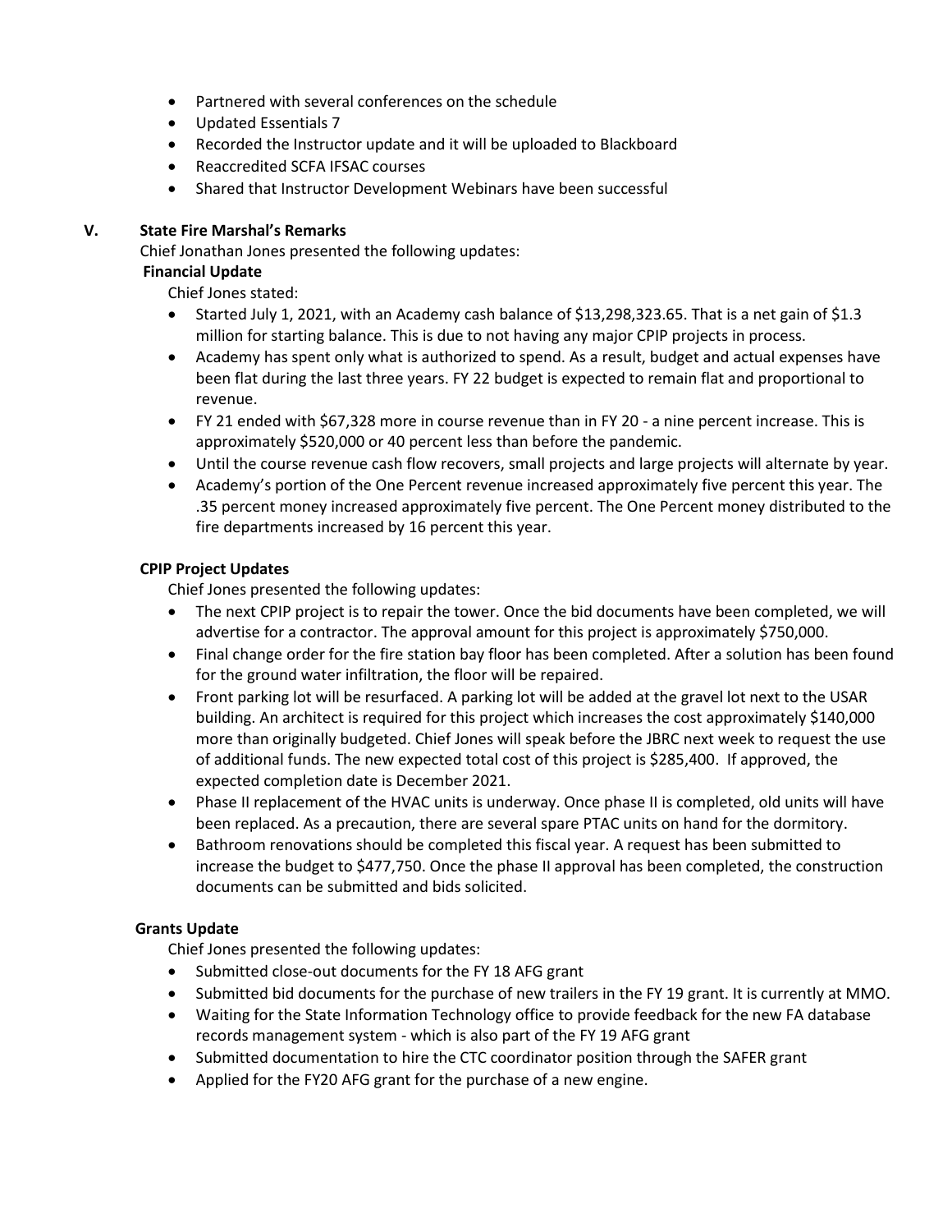- Partnered with several conferences on the schedule
- Updated Essentials 7
- Recorded the Instructor update and it will be uploaded to Blackboard
- Reaccredited SCFA IFSAC courses
- Shared that Instructor Development Webinars have been successful

## V. State Fire Marshal's Remarks

Chief Jonathan Jones presented the following updates:

### Financial Update

Chief Jones stated:

- Started July 1, 2021, with an Academy cash balance of $13,298,323.65. That is a net gain of $1.3 million for starting balance. This is due to not having any major CPIP projects in process.
- Academy has spent only what is authorized to spend. As a result, budget and actual expenses have been flat during the last three years. FY 22 budget is expected to remain flat and proportional to revenue.
- FY 21 ended with $67,328 more in course revenue than in FY 20 - a nine percent increase. This is approximately $520,000 or 40 percent less than before the pandemic.
- Until the course revenue cash flow recovers, small projects and large projects will alternate by year.
- Academy's portion of the One Percent revenue increased approximately five percent this year. The .35 percent money increased approximately five percent. The One Percent money distributed to the fire departments increased by 16 percent this year.

### CPIP Project Updates

Chief Jones presented the following updates:

- The next CPIP project is to repair the tower. Once the bid documents have been completed, we will advertise for a contractor. The approval amount for this project is approximately $750,000.
- Final change order for the fire station bay floor has been completed. After a solution has been found for the ground water infiltration, the floor will be repaired.
- Front parking lot will be resurfaced. A parking lot will be added at the gravel lot next to the USAR building. An architect is required for this project which increases the cost approximately $140,000 more than originally budgeted. Chief Jones will speak before the JBRC next week to request the use of additional funds. The new expected total cost of this project is $285,400. If approved, the expected completion date is December 2021.
- Phase II replacement of the HVAC units is underway. Once phase II is completed, old units will have been replaced. As a precaution, there are several spare PTAC units on hand for the dormitory.
- Bathroom renovations should be completed this fiscal year. A request has been submitted to increase the budget to $477,750. Once the phase II approval has been completed, the construction documents can be submitted and bids solicited.

### Grants Update

Chief Jones presented the following updates:

- Submitted close-out documents for the FY 18 AFG grant
- Submitted bid documents for the purchase of new trailers in the FY 19 grant. It is currently at MMO.
- Waiting for the State Information Technology office to provide feedback for the new FA database records management system - which is also part of the FY 19 AFG grant
- Submitted documentation to hire the CTC coordinator position through the SAFER grant
- Applied for the FY20 AFG grant for the purchase of a new engine.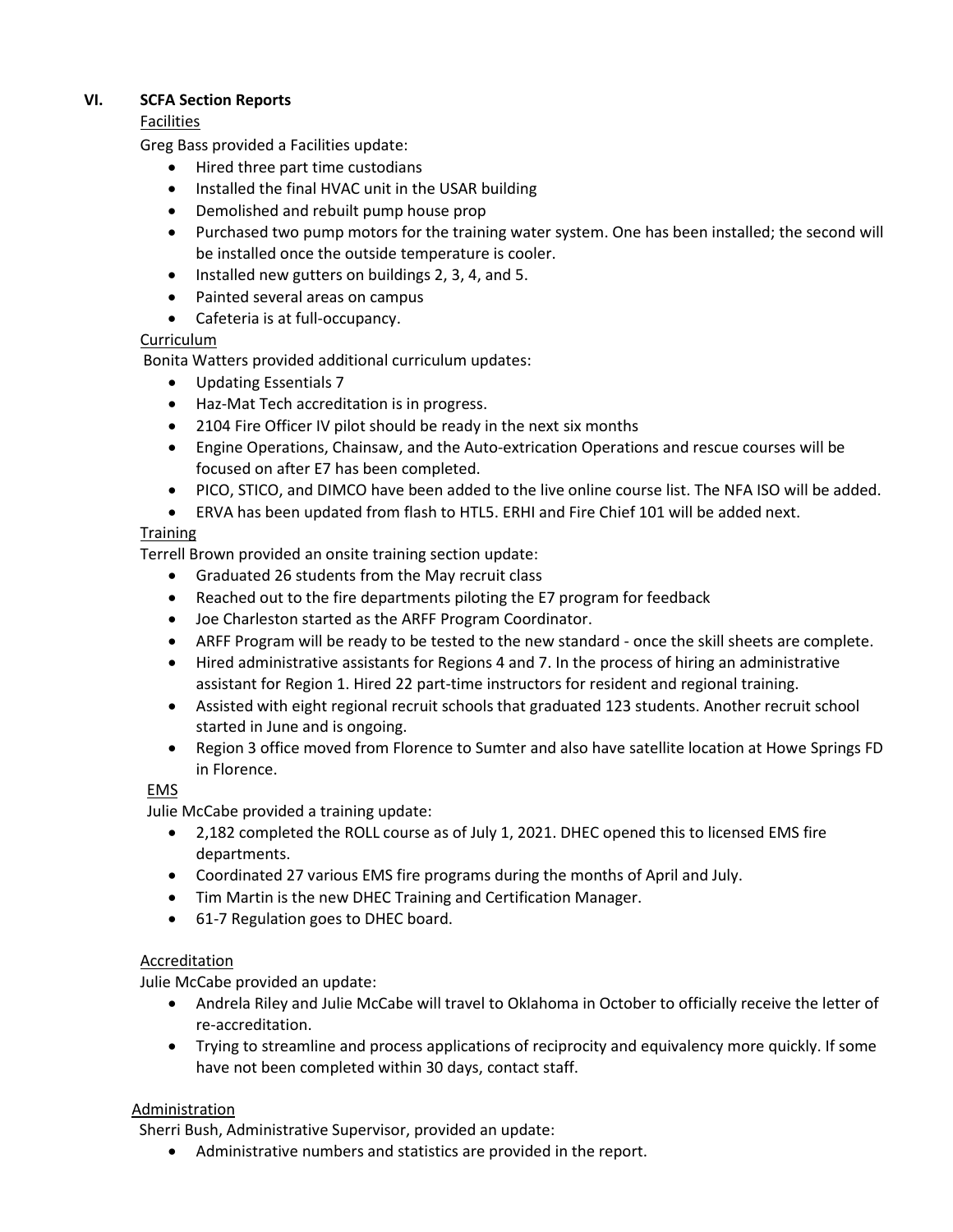## VI. SCFA Section Reports

Facilities

Greg Bass provided a Facilities update:

- Hired three part time custodians
- Installed the final HVAC unit in the USAR building
- Demolished and rebuilt pump house prop
- Purchased two pump motors for the training water system. One has been installed; the second will be installed once the outside temperature is cooler.
- Installed new gutters on buildings 2, 3, 4, and 5.
- Painted several areas on campus
- Cafeteria is at full-occupancy.

Curriculum

Bonita Watters provided additional curriculum updates:

- Updating Essentials 7
- Haz-Mat Tech accreditation is in progress.
- 2104 Fire Officer IV pilot should be ready in the next six months
- Engine Operations, Chainsaw, and the Auto-extrication Operations and rescue courses will be focused on after E7 has been completed.
- PICO, STICO, and DIMCO have been added to the live online course list. The NFA ISO will be added.
- ERVA has been updated from flash to HTL5. ERHI and Fire Chief 101 will be added next.

Training

Terrell Brown provided an onsite training section update:

- Graduated 26 students from the May recruit class
- Reached out to the fire departments piloting the E7 program for feedback
- Joe Charleston started as the ARFF Program Coordinator.
- ARFF Program will be ready to be tested to the new standard - once the skill sheets are complete.
- Hired administrative assistants for Regions 4 and 7. In the process of hiring an administrative assistant for Region 1. Hired 22 part-time instructors for resident and regional training.
- Assisted with eight regional recruit schools that graduated 123 students. Another recruit school started in June and is ongoing.
- Region 3 office moved from Florence to Sumter and also have satellite location at Howe Springs FD in Florence.

EMS

Julie McCabe provided a training update:

- 2,182 completed the ROLL course as of July 1, 2021. DHEC opened this to licensed EMS fire departments.
- Coordinated 27 various EMS fire programs during the months of April and July.
- Tim Martin is the new DHEC Training and Certification Manager.
- 61-7 Regulation goes to DHEC board.

Accreditation

Julie McCabe provided an update:

- Andrela Riley and Julie McCabe will travel to Oklahoma in October to officially receive the letter of re-accreditation.
- Trying to streamline and process applications of reciprocity and equivalency more quickly. If some have not been completed within 30 days, contact staff.

Administration

Sherri Bush, Administrative Supervisor, provided an update:

- Administrative numbers and statistics are provided in the report.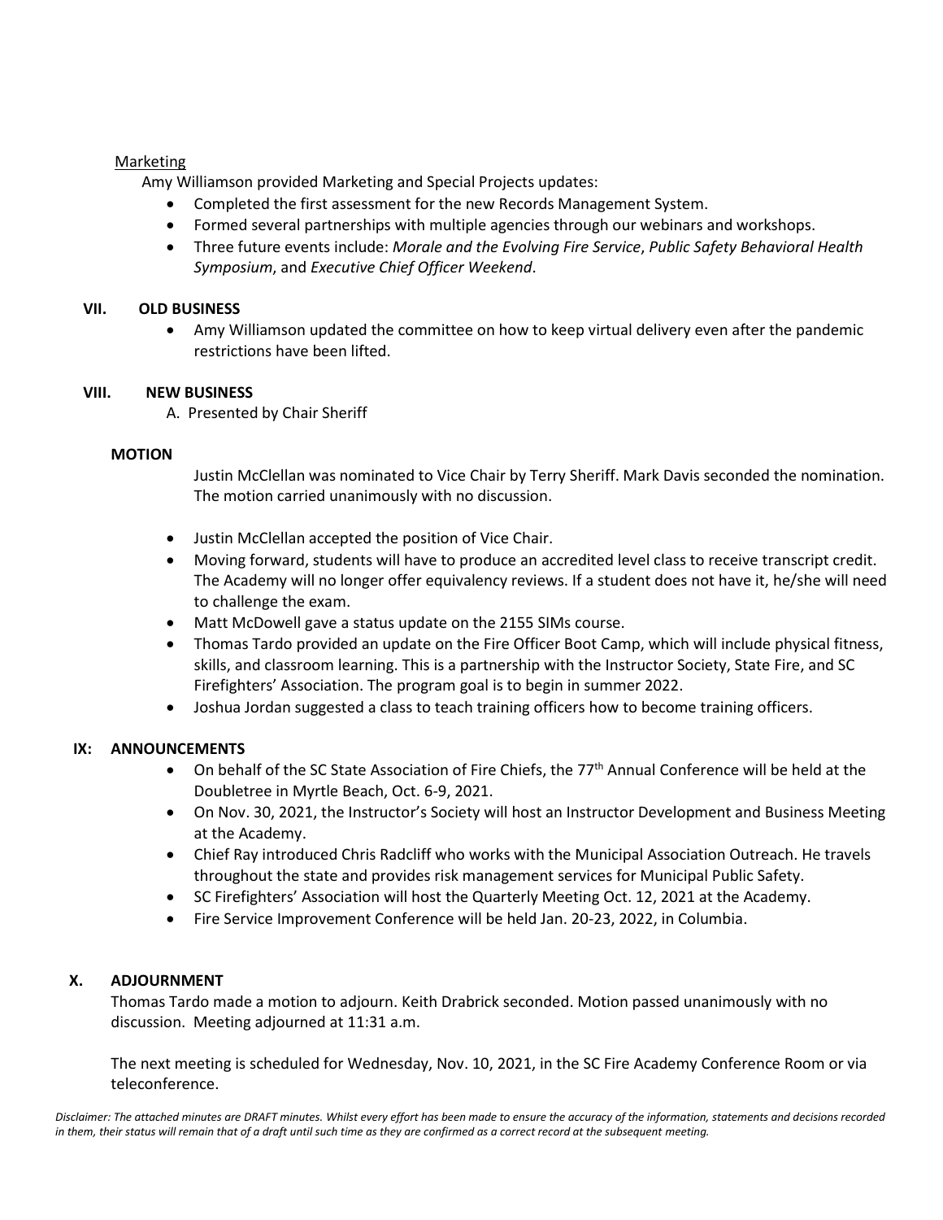Marketing

Amy Williamson provided Marketing and Special Projects updates:

- Completed the first assessment for the new Records Management System.
- Formed several partnerships with multiple agencies through our webinars and workshops.
- Three future events include: *Morale and the Evolving Fire Service*, *Public Safety Behavioral Health Symposium*, and *Executive Chief Officer Weekend*.

## VII. OLD BUSINESS

- Amy Williamson updated the committee on how to keep virtual delivery even after the pandemic restrictions have been lifted.

## VIII. NEW BUSINESS

A. Presented by Chair Sheriff

**MOTION**

Justin McClellan was nominated to Vice Chair by Terry Sheriff. Mark Davis seconded the nomination. The motion carried unanimously with no discussion.

- Justin McClellan accepted the position of Vice Chair.
- Moving forward, students will have to produce an accredited level class to receive transcript credit. The Academy will no longer offer equivalency reviews. If a student does not have it, he/she will need to challenge the exam.
- Matt McDowell gave a status update on the 2155 SIMs course.
- Thomas Tardo provided an update on the Fire Officer Boot Camp, which will include physical fitness, skills, and classroom learning. This is a partnership with the Instructor Society, State Fire, and SC Firefighters' Association. The program goal is to begin in summer 2022.
- Joshua Jordan suggested a class to teach training officers how to become training officers.

## IX: ANNOUNCEMENTS

- On behalf of the SC State Association of Fire Chiefs, the 77th Annual Conference will be held at the Doubletree in Myrtle Beach, Oct. 6-9, 2021.
- On Nov. 30, 2021, the Instructor's Society will host an Instructor Development and Business Meeting at the Academy.
- Chief Ray introduced Chris Radcliff who works with the Municipal Association Outreach. He travels throughout the state and provides risk management services for Municipal Public Safety.
- SC Firefighters' Association will host the Quarterly Meeting Oct. 12, 2021 at the Academy.
- Fire Service Improvement Conference will be held Jan. 20-23, 2022, in Columbia.

## X. ADJOURNMENT

Thomas Tardo made a motion to adjourn. Keith Drabrick seconded. Motion passed unanimously with no discussion. Meeting adjourned at 11:31 a.m.

The next meeting is scheduled for Wednesday, Nov. 10, 2021, in the SC Fire Academy Conference Room or via teleconference.

*Disclaimer: The attached minutes are DRAFT minutes. Whilst every effort has been made to ensure the accuracy of the information, statements and decisions recorded in them, their status will remain that of a draft until such time as they are confirmed as a correct record at the subsequent meeting.*